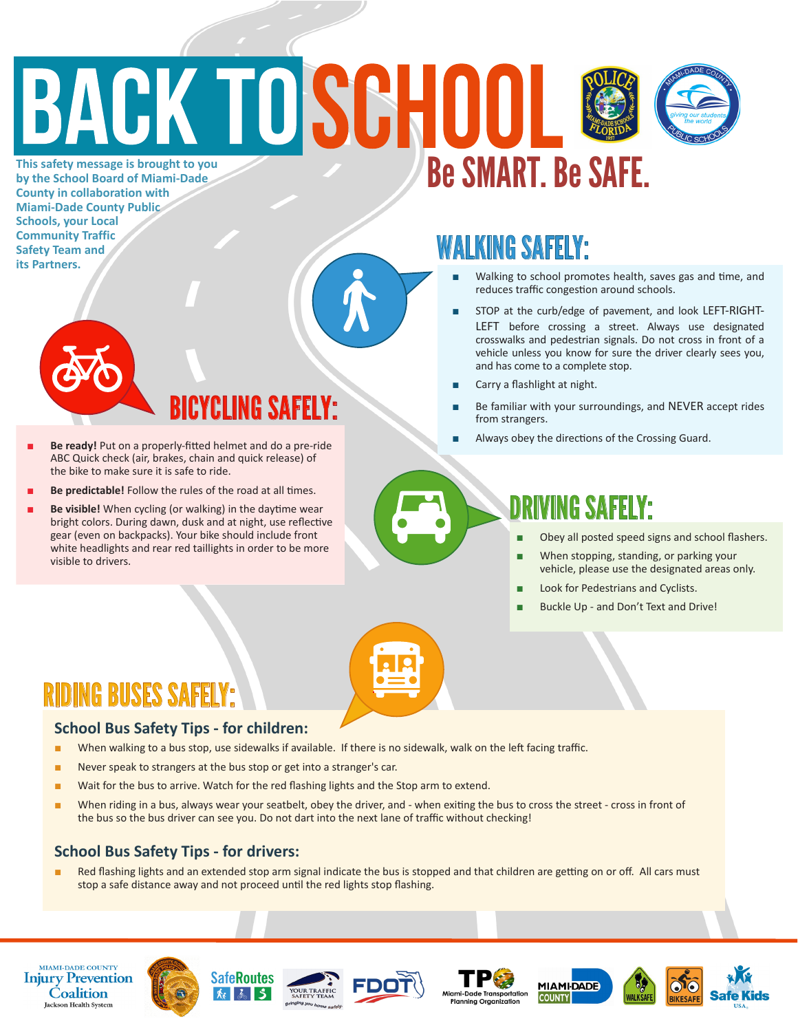# BACK TO SCHOOL

## Be SMART. Be SAFE.

This safety message is brought to you by the School Board of Miami-Dade County in collaboration with Miami-Dade County Public Schools, your Local Community Traffic Safety Team and its Partners.

## WALKING SAFELY:

- Walking to school promotes health, saves gas and time, and reduces traffic congestion around schools.
- STOP at the curb/edge of pavement, and look LEFT-RIGHT-LEFT before crossing a street. Always use designated crosswalks and pedestrian signals. Do not cross in front of a vehicle unless you know for sure the driver clearly sees you, and has come to a complete stop.
- Carry a flashlight at night.
- Be familiar with your surroundings, and NEVER accept rides from strangers.
- Always obey the directions of the Crossing Guard.

## BICYCLING SAFELY:

- **Be ready!** Put on a properly-fitted helmet and do a pre-ride ABC Quick check (air, brakes, chain and quick release) of the bike to make sure it is safe to ride.
- **Be predictable!** Follow the rules of the road at all times.
- **Be visible!** When cycling (or walking) in the daytime wear bright colors. During dawn, dusk and at night, use reflective gear (even on backpacks). Your bike should include front white headlights and rear red taillights in order to be more visible to drivers.

## DRIVING SAFELY:

- Obey all posted speed signs and school flashers.
- When stopping, standing, or parking your vehicle, please use the designated areas only.
- Look for Pedestrians and Cyclists.
- Buckle Up - and Don't Text and Drive!

## RIDING BUSES SAFELY:

### School Bus Safety Tips - for children:

- When walking to a bus stop, use sidewalks if available. If there is no sidewalk, walk on the left facing traffic.
- Never speak to strangers at the bus stop or get into a stranger's car.
- Wait for the bus to arrive. Watch for the red flashing lights and the Stop arm to extend.
- When riding in a bus, always wear your seatbelt, obey the driver, and - when exiting the bus to cross the street - cross in front of the bus so the bus driver can see you. Do not dart into the next lane of traffic without checking!

### School Bus Safety Tips - for drivers:

- Red flashing lights and an extended stop arm signal indicate the bus is stopped and that children are getting on or off. All cars must stop a safe distance away and not proceed until the red lights stop flashing.

Miami-Dade County Injury Prevention Coalition, Jackson Health System · SafeRoutes · Your Traffic Safety Team · FDOT · TPO Miami-Dade Transportation Planning Organization · Miami-Dade County · WalkSafe · BikeSafe · Safe Kids USA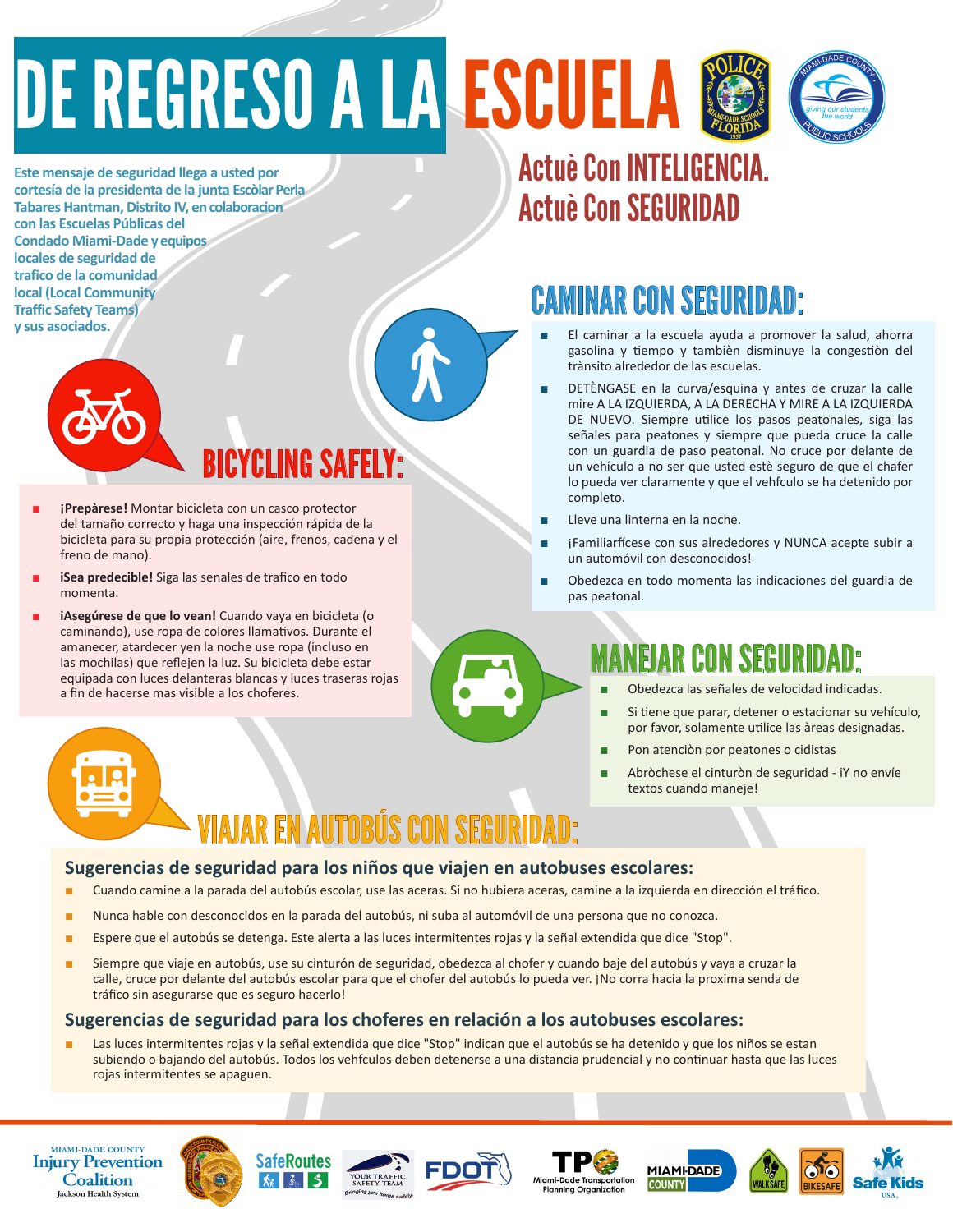# DE REGRESO A LA ESCUELA

**Este mensaje de seguridad llega a usted por cortesía de la presidenta de la junta Escòlar Perla Tabares Hantman, Distrito IV, en colaboracion con las Escuelas Públicas del Condado Miami-Dade y equipos locales de seguridad de trafico de la comunidad local (Local Community Traffic Safety Teams) y sus asociados.**

## Actuè Con INTELIGENCIA. Actuè Con SEGURIDAD

## CAMINAR CON SEGURIDAD:

- El caminar a la escuela ayuda a promover la salud, ahorra gasolina y tiempo y también disminuye la congestiòn del trànsito alrededor de las escuelas.
- DETÈNGASE en la curva/esquina y antes de cruzar la calle mire A LA IZQUIERDA, A LA DERECHA Y MIRE A LA IZQUIERDA DE NUEVO. Siempre utilice los pasos peatonales, siga las señales para peatones y siempre que pueda cruce la calle con un guardia de paso peatonal. No cruce por delante de un vehículo a no ser que usted estè seguro de que el chafer lo pueda ver claramente y que el vehfculo se ha detenido por completo.
- Lleve una linterna en la noche.
- ¡Familiarfícese con sus alrededores y NUNCA acepte subir a un automóvil con desconocidos!
- Obedezca en todo momenta las indicaciones del guardia de pas peatonal.

## BICYCLING SAFELY:

- **¡Prepàrese!** Montar bicicleta con un casco protector del tamaño correcto y haga una inspección rápida de la bicicleta para su propia protección (aire, frenos, cadena y el freno de mano).
- **¡Sea predecible!** Siga las senales de trafico en todo momenta.
- **¡Asegúrese de que lo vean!** Cuando vaya en bicicleta (o caminando), use ropa de colores llamativos. Durante el amanecer, atardecer yen la noche use ropa (incluso en las mochilas) que reflejen la luz. Su bicicleta debe estar equipada con luces delanteras blancas y luces traseras rojas a fin de hacerse mas visible a los choferes.

## MANEJAR CON SEGURIDAD:

- Obedezca las señales de velocidad indicadas.
- Si tiene que parar, detener o estacionar su vehículo, por favor, solamente utilice las àreas designadas.
- Pon atenciòn por peatones o cidistas
- Abròchese el cinturòn de seguridad - ¡Y no envíe textos cuando maneje!

## VIAJAR EN AUTOBÚS CON SEGURIDAD:

### Sugerencias de seguridad para los niños que viajen en autobuses escolares:

- Cuando camine a la parada del autobús escolar, use las aceras. Si no hubiera aceras, camine a la izquierda en dirección el tráfico.
- Nunca hable con desconocidos en la parada del autobús, ni suba al automóvil de una persona que no conozca.
- Espere que el autobús se detenga. Este alerta a las luces intermitentes rojas y la señal extendida que dice "Stop".
- Siempre que viaje en autobús, use su cinturón de seguridad, obedezca al chofer y cuando baje del autobús y vaya a cruzar la calle, cruce por delante del autobús escolar para que el chofer del autobús lo pueda ver. ¡No corra hacia la proxima senda de tráfico sin asegurarse que es seguro hacerlo!

### Sugerencias de seguridad para los choferes en relación a los autobuses escolares:

- Las luces intermitentes rojas y la señal extendida que dice "Stop" indican que el autobús se ha detenido y que los niños se estan subiendo o bajando del autobús. Todos los vehfculos deben detenerse a una distancia prudencial y no continuar hasta que las luces rojas intermitentes se apaguen.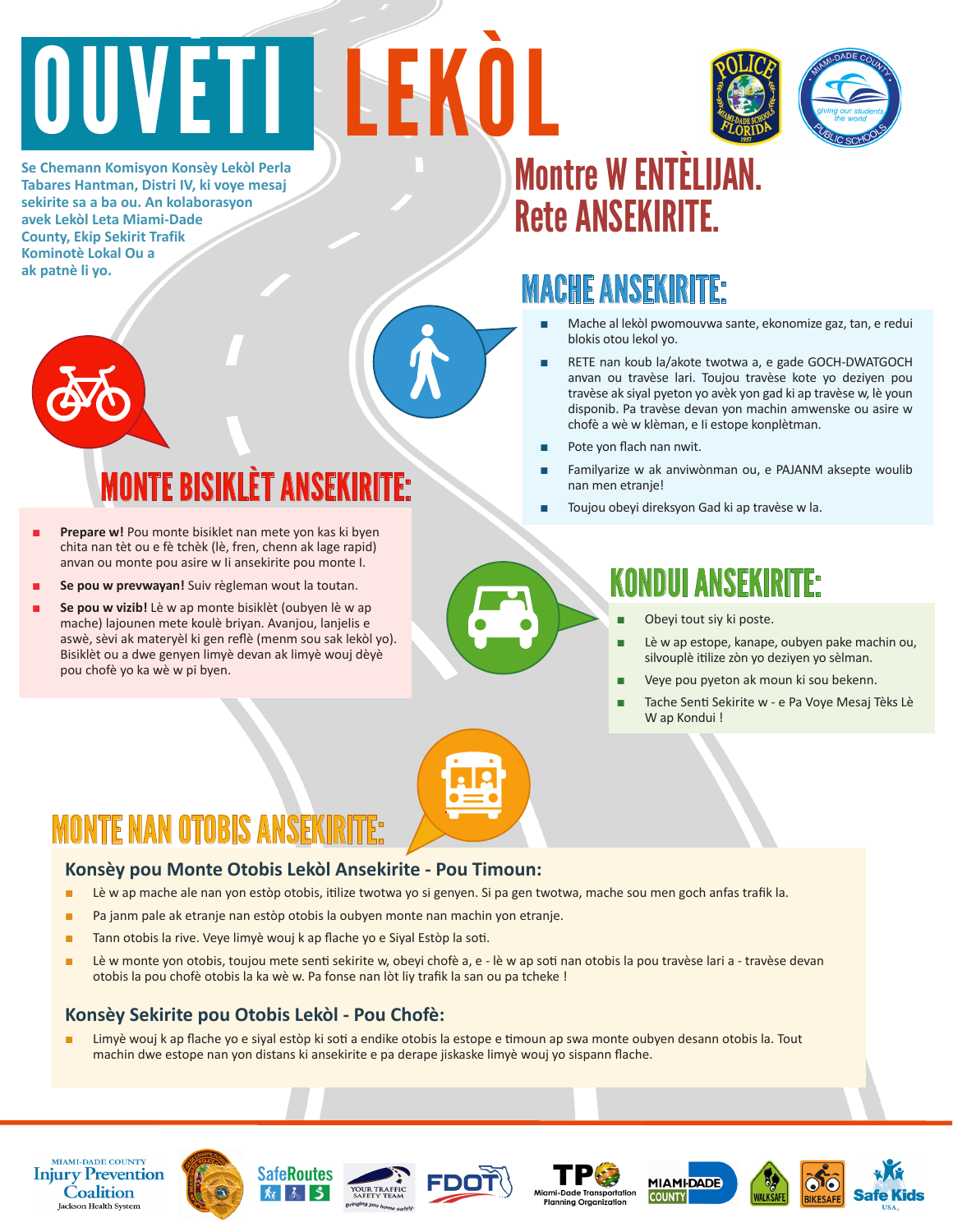# OUVÈTI LEKÒL

Se Chemann Komisyon Konsèy Lekòl Perla Tabares Hantman, Distri IV, ki voye mesaj sekirite sa a ba ou. An kolaborasyon avek Lekòl Leta Miami-Dade County, Ekip Sekirit Trafik Kominotè Lokal Ou a ak patnè li yo.

## Montre W ENTÈLIJAN. Rete ANSEKIRITE.

## MACHE ANSEKIRITE:

- Mache al lekòl pwomouvwa sante, ekonomize gaz, tan, e redui blokis otou lekol yo.
- RETE nan koub la/akote twotwa a, e gade GOCH-DWATGOCH anvan ou travèse lari. Toujou travèse kote yo deziyen pou travèse ak siyal pyeton yo avèk yon gad ki ap travèse w, lè youn disponib. Pa travèse devan yon machin amwenske ou asire w chofè a wè w klèman, e li estope konplètman.
- Pote yon flach nan nwit.
- Familyarize w ak anviwònman ou, e PAJANM aksepte woulib nan men etranje!
- Toujou obeyi direksyon Gad ki ap travèse w la.

## MONTE BISIKLÈT ANSEKIRITE:

- **Prepare w!** Pou monte bisiklet nan mete yon kas ki byen chita nan tèt ou e fè tchèk (lè, fren, chenn ak lage rapid) anvan ou monte pou asire w li ansekirite pou monte l.
- **Se pou w prevwayan!** Suiv règleman wout la toutan.
- **Se pou w vizib!** Lè w ap monte bisiklèt (oubyen lè w ap mache) lajounen mete koulè briyan. Avanjou, lanjelis e aswè, sèvi ak materyèl ki gen reflè (menm sou sak lekòl yo). Bisiklèt ou a dwe genyen limyè devan ak limyè wouj dèyè pou chofè yo ka wè w pi byen.

## KONDUI ANSEKIRITE:

- Obeyi tout siy ki poste.
- Lè w ap estope, kanape, oubyen pake machin ou, silvouplè itilize zòn yo deziyen yo sèlman.
- Veye pou pyeton ak moun ki sou bekenn.
- Tache Senti Sekirite w - e Pa Voye Mesaj Tèks Lè W ap Kondui !

## MONTE NAN OTOBIS ANSEKIRITE:

### Konsèy pou Monte Otobis Lekòl Ansekirite - Pou Timoun:

- Lè w ap mache ale nan yon estòp otobis, itilize twotwa yo si genyen. Si pa gen twotwa, mache sou men goch anfas trafik la.
- Pa janm pale ak etranje nan estòp otobis la oubyen monte nan machin yon etranje.
- Tann otobis la rive. Veye limyè wouj k ap flache yo e Siyal Estòp la soti.
- Lè w monte yon otobis, toujou mete senti sekirite w, obeyi chofè a, e - lè w ap soti nan otobis la pou travèse lari a - travèse devan otobis la pou chofè otobis la ka wè w. Pa fonse nan lòt liy trafik la san ou pa tcheke !

### Konsèy Sekirite pou Otobis Lekòl - Pou Chofè:

- Limyè wouj k ap flache yo e siyal estòp ki soti a endike otobis la estope e timoun ap swa monte oubyen desann otobis la. Tout machin dwe estope nan yon distans ki ansekirite e pa derape jiskaske limyè wouj yo sispann flache.

Miami-Dade County Injury Prevention Coalition, Jackson Health System · SafeRoutes · Your Traffic Safety Team · FDOT · TPO Miami-Dade Transportation Planning Organization · Miami-Dade County · WalkSafe · BikeSafe · Safe Kids USA